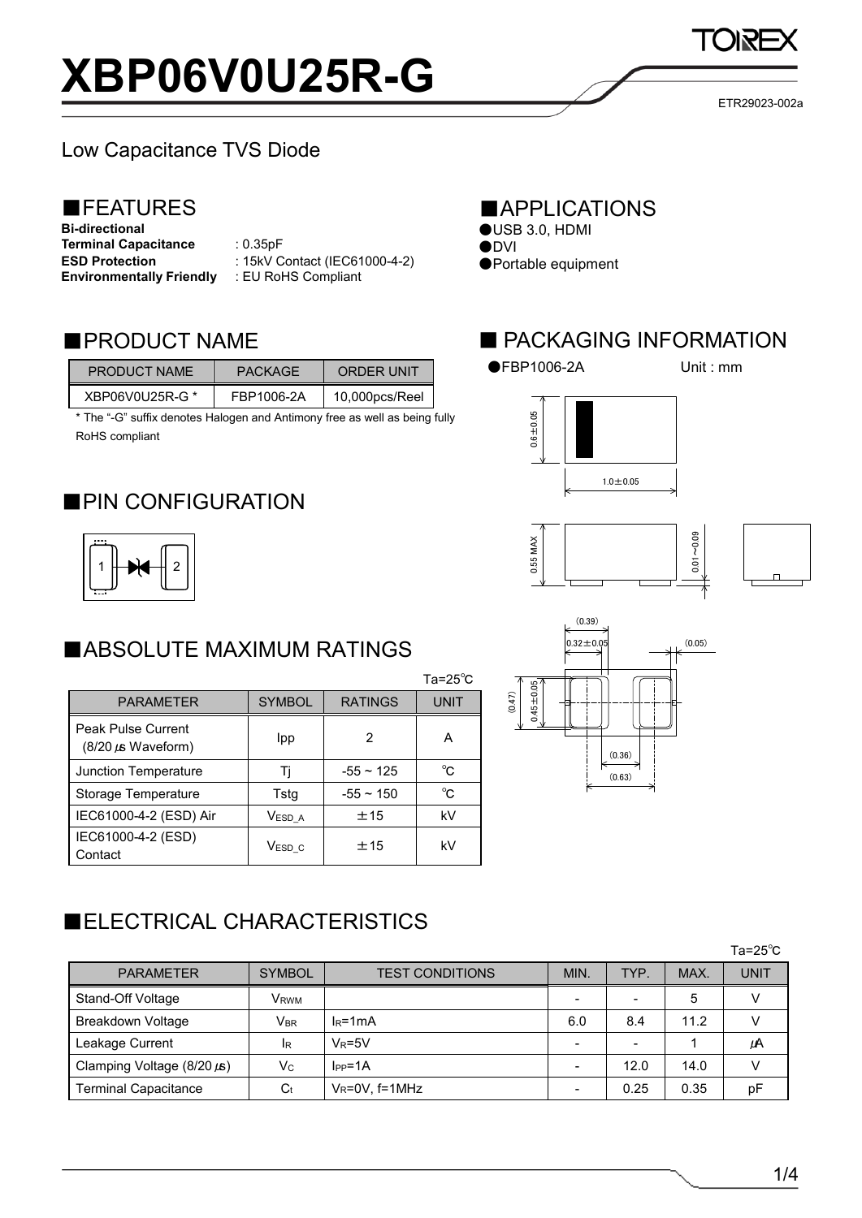# XBP06V0U25R-G

ETR29023-002a

Low Capacitance TVS Diode

## ■FEATURES

**Bi-directional**
**Terminal Capacitance** : 0.35pF
**ESD Protection** : 15kV Contact (IEC61000-4-2)
**Environmentally Friendly** : EU RoHS Compliant

## ■APPLICATIONS

●USB 3.0, HDMI
●DVI
●Portable equipment

## ■PRODUCT NAME

| PRODUCT NAME | PACKAGE | ORDER UNIT |
|---|---|---|
| XBP06V0U25R-G * | FBP1006-2A | 10,000pcs/Reel |

* The "-G" suffix denotes Halogen and Antimony free as well as being fully RoHS compliant

## ■ PACKAGING INFORMATION

●FBP1006-2A Unit : mm

## ■PIN CONFIGURATION

## ■ABSOLUTE MAXIMUM RATINGS

Ta=25℃

| PARAMETER | SYMBOL | RATINGS | UNIT |
|---|---|---|---|
| Peak Pulse Current (8/20 μs Waveform) | Ipp | 2 | A |
| Junction Temperature | Tj | -55 ~ 125 | ℃ |
| Storage Temperature | Tstg | -55 ~ 150 | ℃ |
| IEC61000-4-2 (ESD) Air | $V_{ESD\_A}$ | ±15 | kV |
| IEC61000-4-2 (ESD) Contact | $V_{ESD\_C}$ | ±15 | kV |

## ■ELECTRICAL CHARACTERISTICS

Ta=25℃

| PARAMETER | SYMBOL | TEST CONDITIONS | MIN. | TYP. | MAX. | UNIT |
|---|---|---|---|---|---|---|
| Stand-Off Voltage | $V_{RWM}$ | | - | - | 5 | V |
| Breakdown Voltage | $V_{BR}$ | $I_R$=1mA | 6.0 | 8.4 | 11.2 | V |
| Leakage Current | $I_R$ | $V_R$=5V | - | - | 1 | μA |
| Clamping Voltage (8/20 μs) | $V_C$ | $I_{PP}$=1A | - | 12.0 | 14.0 | V |
| Terminal Capacitance | $C_t$ | $V_R$=0V, f=1MHz | - | 0.25 | 0.35 | pF |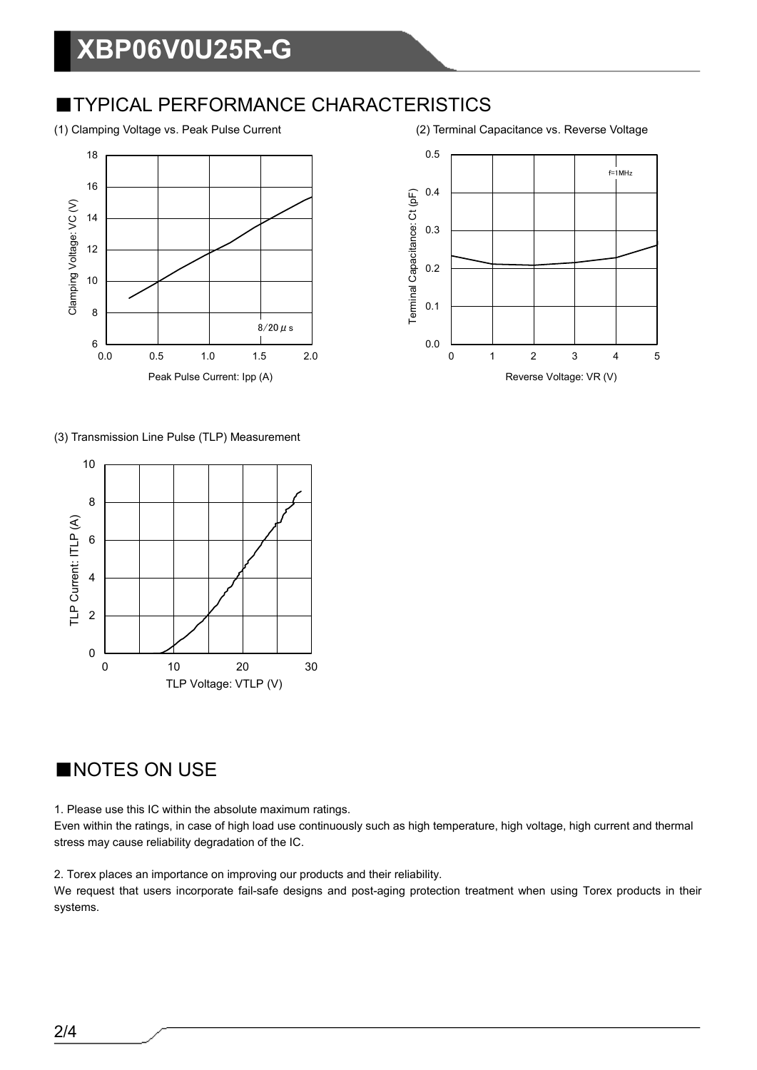## ■TYPICAL PERFORMANCE CHARACTERISTICS

(1) Clamping Voltage vs. Peak Pulse Current

(2) Terminal Capacitance vs. Reverse Voltage

(3) Transmission Line Pulse (TLP) Measurement

## ■NOTES ON USE

1. Please use this IC within the absolute maximum ratings.
Even within the ratings, in case of high load use continuously such as high temperature, high voltage, high current and thermal stress may cause reliability degradation of the IC.

2. Torex places an importance on improving our products and their reliability.
We request that users incorporate fail-safe designs and post-aging protection treatment when using Torex products in their systems.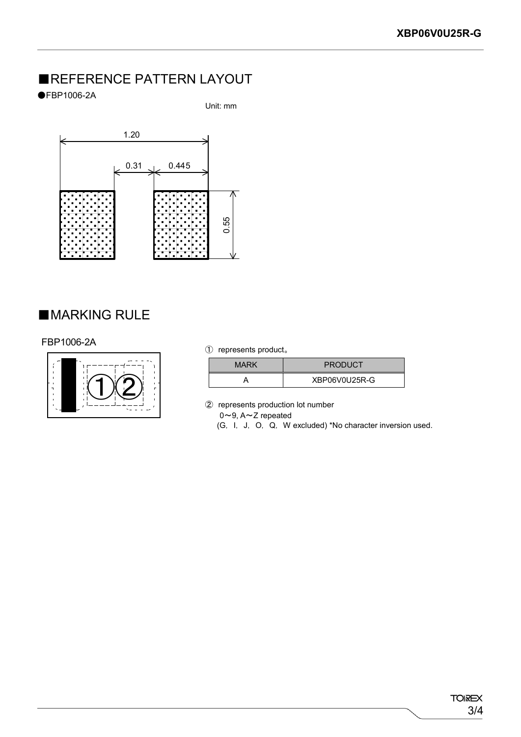## ■REFERENCE PATTERN LAYOUT

●FBP1006-2A

Unit: mm

1.20

0.31 0.445

0.55

## ■MARKING RULE

FBP1006-2A

①②

① represents product。

| MARK | PRODUCT |
|---|---|
| A | XBP06V0U25R-G |

② represents production lot number
0～9, A～Z repeated
(G, I, J, O, Q, W excluded) *No character inversion used.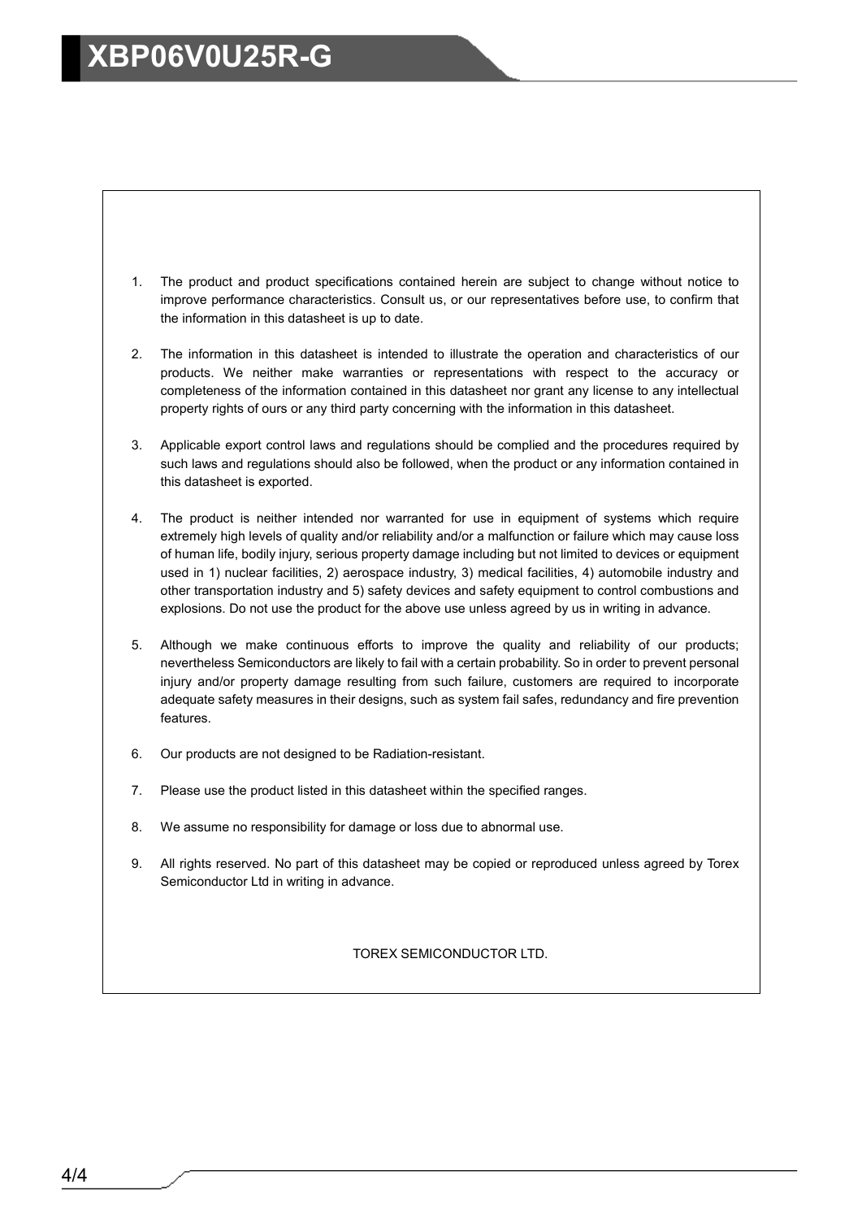1. The product and product specifications contained herein are subject to change without notice to improve performance characteristics. Consult us, or our representatives before use, to confirm that the information in this datasheet is up to date.

2. The information in this datasheet is intended to illustrate the operation and characteristics of our products. We neither make warranties or representations with respect to the accuracy or completeness of the information contained in this datasheet nor grant any license to any intellectual property rights of ours or any third party concerning with the information in this datasheet.

3. Applicable export control laws and regulations should be complied and the procedures required by such laws and regulations should also be followed, when the product or any information contained in this datasheet is exported.

4. The product is neither intended nor warranted for use in equipment of systems which require extremely high levels of quality and/or reliability and/or a malfunction or failure which may cause loss of human life, bodily injury, serious property damage including but not limited to devices or equipment used in 1) nuclear facilities, 2) aerospace industry, 3) medical facilities, 4) automobile industry and other transportation industry and 5) safety devices and safety equipment to control combustions and explosions. Do not use the product for the above use unless agreed by us in writing in advance.

5. Although we make continuous efforts to improve the quality and reliability of our products; nevertheless Semiconductors are likely to fail with a certain probability. So in order to prevent personal injury and/or property damage resulting from such failure, customers are required to incorporate adequate safety measures in their designs, such as system fail safes, redundancy and fire prevention features.

6. Our products are not designed to be Radiation-resistant.

7. Please use the product listed in this datasheet within the specified ranges.

8. We assume no responsibility for damage or loss due to abnormal use.

9. All rights reserved. No part of this datasheet may be copied or reproduced unless agreed by Torex Semiconductor Ltd in writing in advance.

TOREX SEMICONDUCTOR LTD.